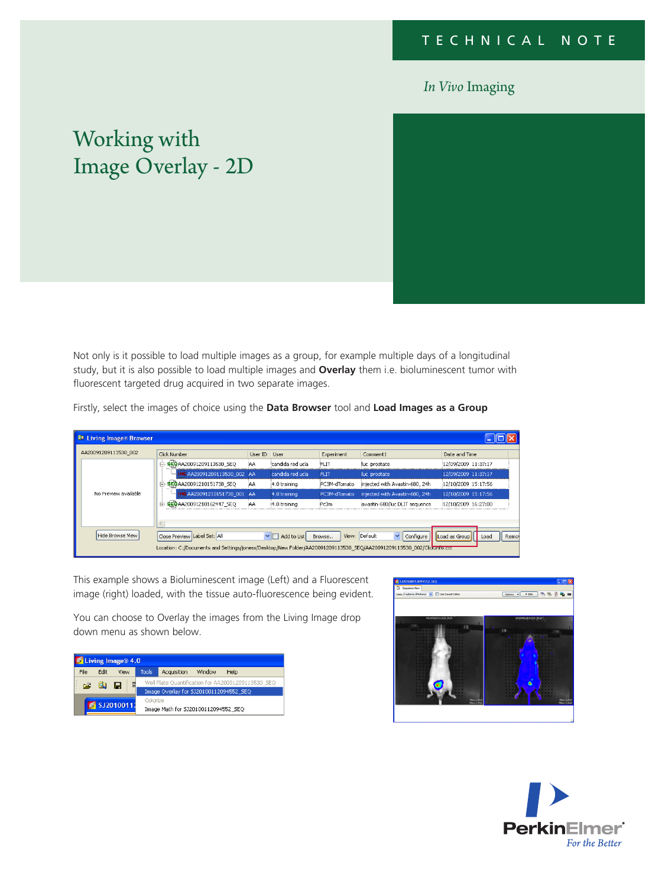TECHNICAL NOTE

*In Vivo* Imaging

# Working with Image Overlay - 2D

Not only is it possible to load multiple images as a group, for example multiple days of a longitudinal study, but it is also possible to load multiple images and **Overlay** them i.e. bioluminescent tumor with fluorescent targeted drug acquired in two separate images.

Firstly, select the images of choice using the **Data Browser** tool and **Load Images as a Group**

This example shows a Bioluminescent image (Left) and a Fluorescent image (right) loaded, with the tissue auto-fluorescence being evident.

You can choose to Overlay the images from the Living Image drop down menu as shown below.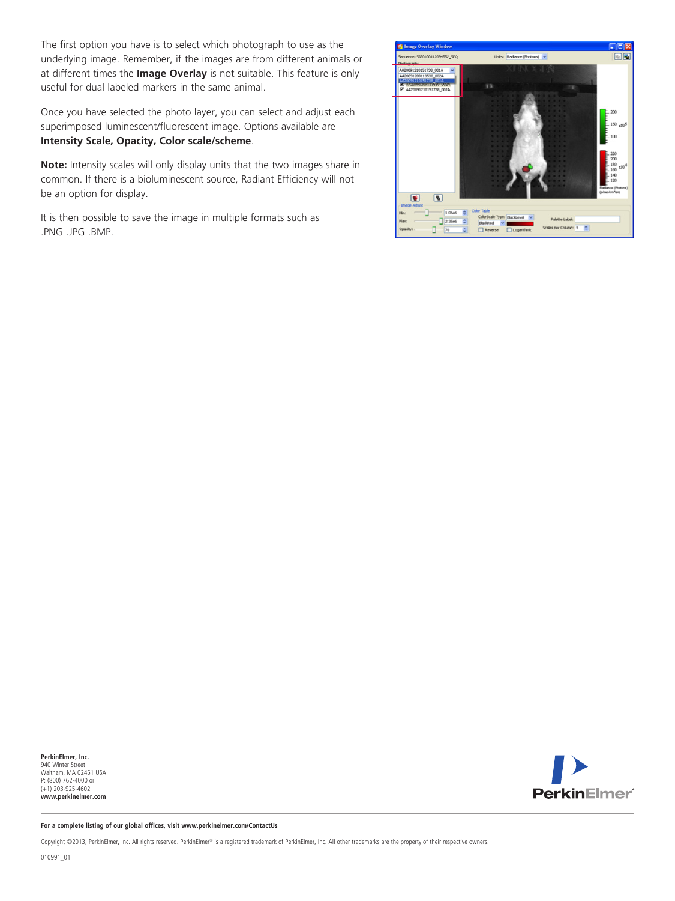The first option you have is to select which photograph to use as the underlying image. Remember, if the images are from different animals or at different times the **Image Overlay** is not suitable. This feature is only useful for dual labeled markers in the same animal.

Once you have selected the photo layer, you can select and adjust each superimposed luminescent/fluorescent image. Options available are **Intensity Scale, Opacity, Color scale/scheme**.

**Note:** Intensity scales will only display units that the two images share in common. If there is a bioluminescent source, Radiant Efficiency will not be an option for display.

It is then possible to save the image in multiple formats such as .PNG .JPG .BMP.

**PerkinElmer, Inc.**
940 Winter Street
Waltham, MA 02451 USA
P: (800) 762-4000 or
(+1) 203-925-4602
**www.perkinelmer.com**

**For a complete listing of our global offices, visit www.perkinelmer.com/ContactUs**

Copyright ©2013, PerkinElmer, Inc. All rights reserved. PerkinElmer® is a registered trademark of PerkinElmer, Inc. All other trademarks are the property of their respective owners.

010991_01